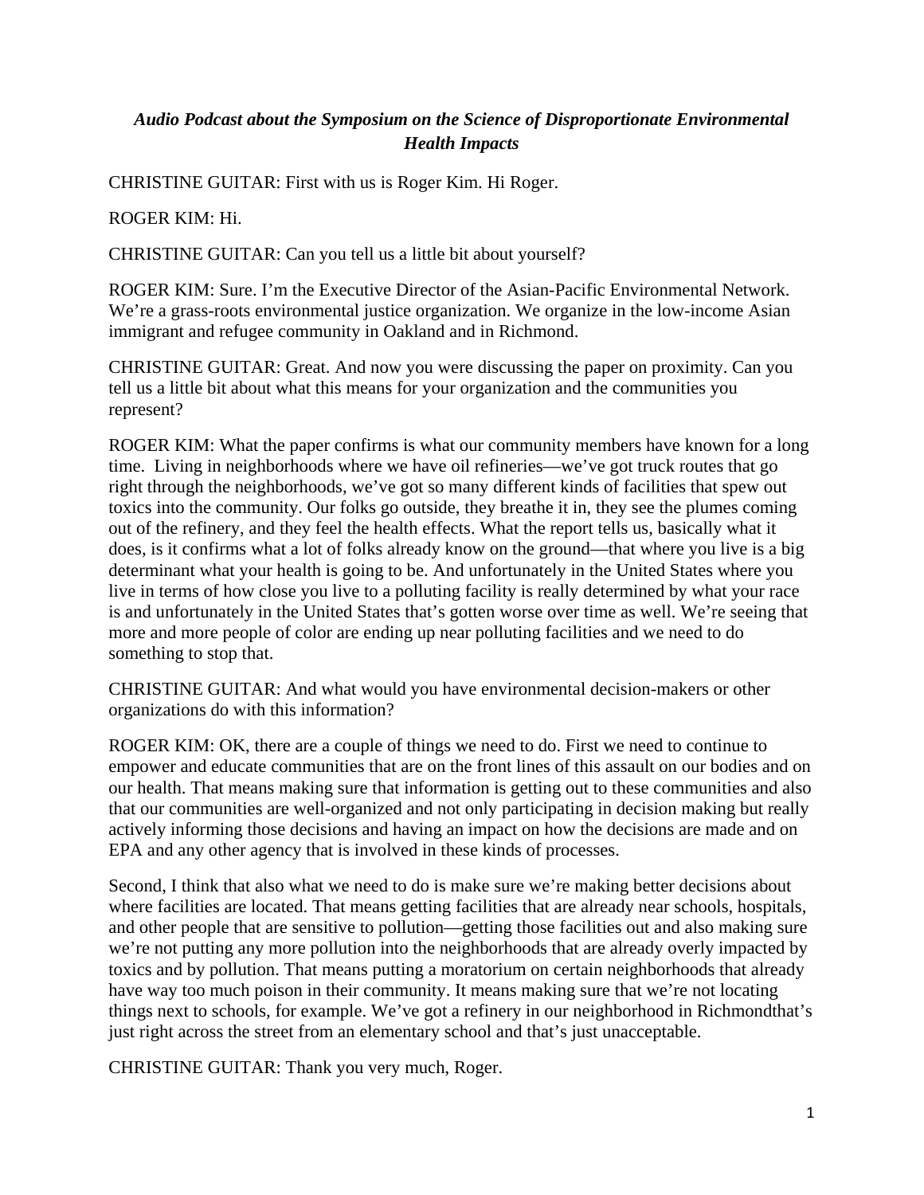*Audio Podcast about the Symposium on the Science of Disproportionate Environmental Health Impacts*

CHRISTINE GUITAR: First with us is Roger Kim. Hi Roger.

ROGER KIM: Hi.

CHRISTINE GUITAR: Can you tell us a little bit about yourself?

ROGER KIM: Sure. I'm the Executive Director of the Asian-Pacific Environmental Network. We're a grass-roots environmental justice organization. We organize in the low-income Asian immigrant and refugee community in Oakland and in Richmond.

CHRISTINE GUITAR: Great. And now you were discussing the paper on proximity. Can you tell us a little bit about what this means for your organization and the communities you represent?

ROGER KIM: What the paper confirms is what our community members have known for a long time. Living in neighborhoods where we have oil refineries—we've got truck routes that go right through the neighborhoods, we've got so many different kinds of facilities that spew out toxics into the community. Our folks go outside, they breathe it in, they see the plumes coming out of the refinery, and they feel the health effects. What the report tells us, basically what it does, is it confirms what a lot of folks already know on the ground—that where you live is a big determinant what your health is going to be. And unfortunately in the United States where you live in terms of how close you live to a polluting facility is really determined by what your race is and unfortunately in the United States that's gotten worse over time as well. We're seeing that more and more people of color are ending up near polluting facilities and we need to do something to stop that.

CHRISTINE GUITAR: And what would you have environmental decision-makers or other organizations do with this information?

ROGER KIM: OK, there are a couple of things we need to do. First we need to continue to empower and educate communities that are on the front lines of this assault on our bodies and on our health. That means making sure that information is getting out to these communities and also that our communities are well-organized and not only participating in decision making but really actively informing those decisions and having an impact on how the decisions are made and on EPA and any other agency that is involved in these kinds of processes.

Second, I think that also what we need to do is make sure we're making better decisions about where facilities are located. That means getting facilities that are already near schools, hospitals, and other people that are sensitive to pollution—getting those facilities out and also making sure we're not putting any more pollution into the neighborhoods that are already overly impacted by toxics and by pollution. That means putting a moratorium on certain neighborhoods that already have way too much poison in their community. It means making sure that we're not locating things next to schools, for example. We've got a refinery in our neighborhood in Richmondthat's just right across the street from an elementary school and that's just unacceptable.

CHRISTINE GUITAR: Thank you very much, Roger.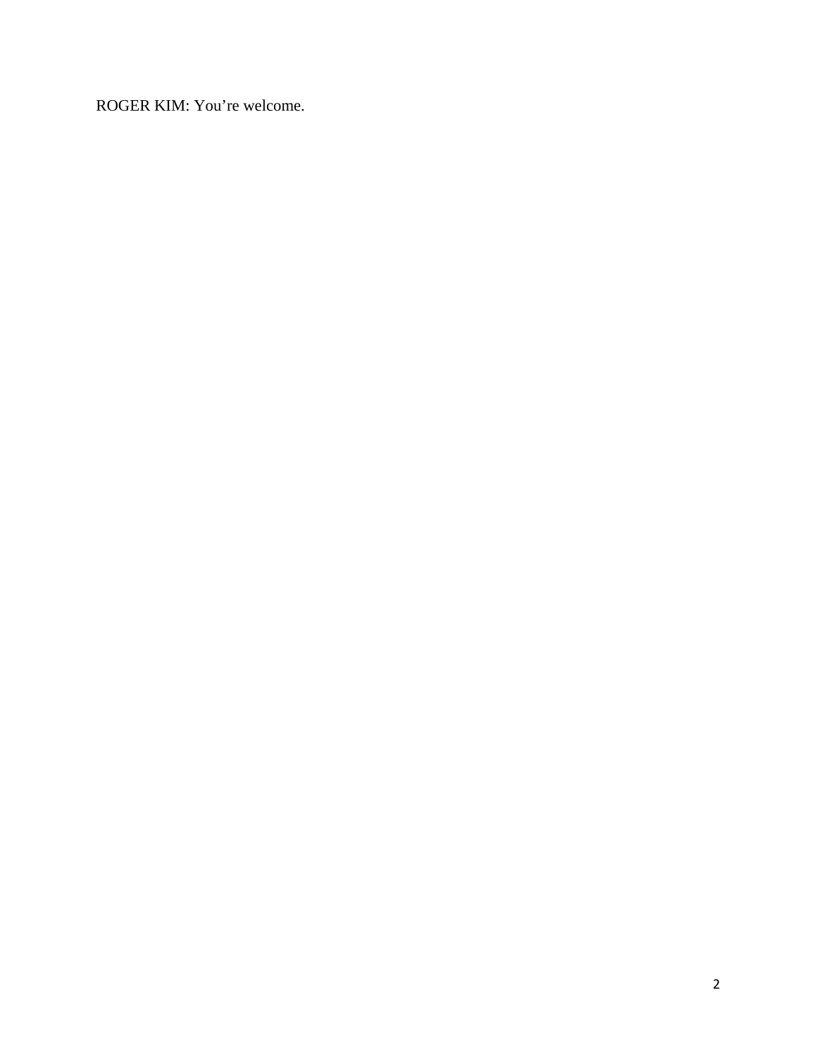ROGER KIM: You’re welcome.